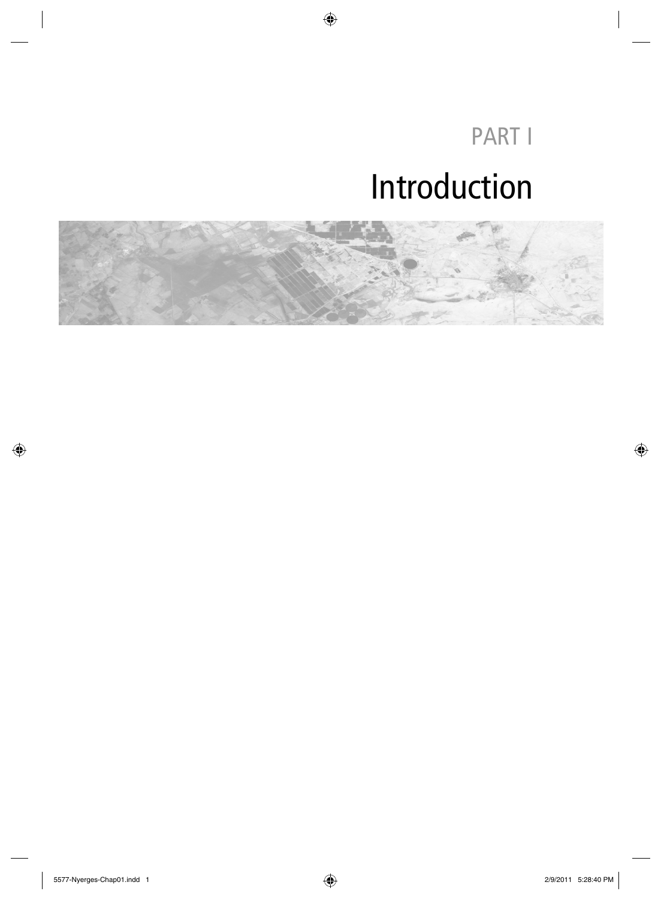# PART I

# Introduction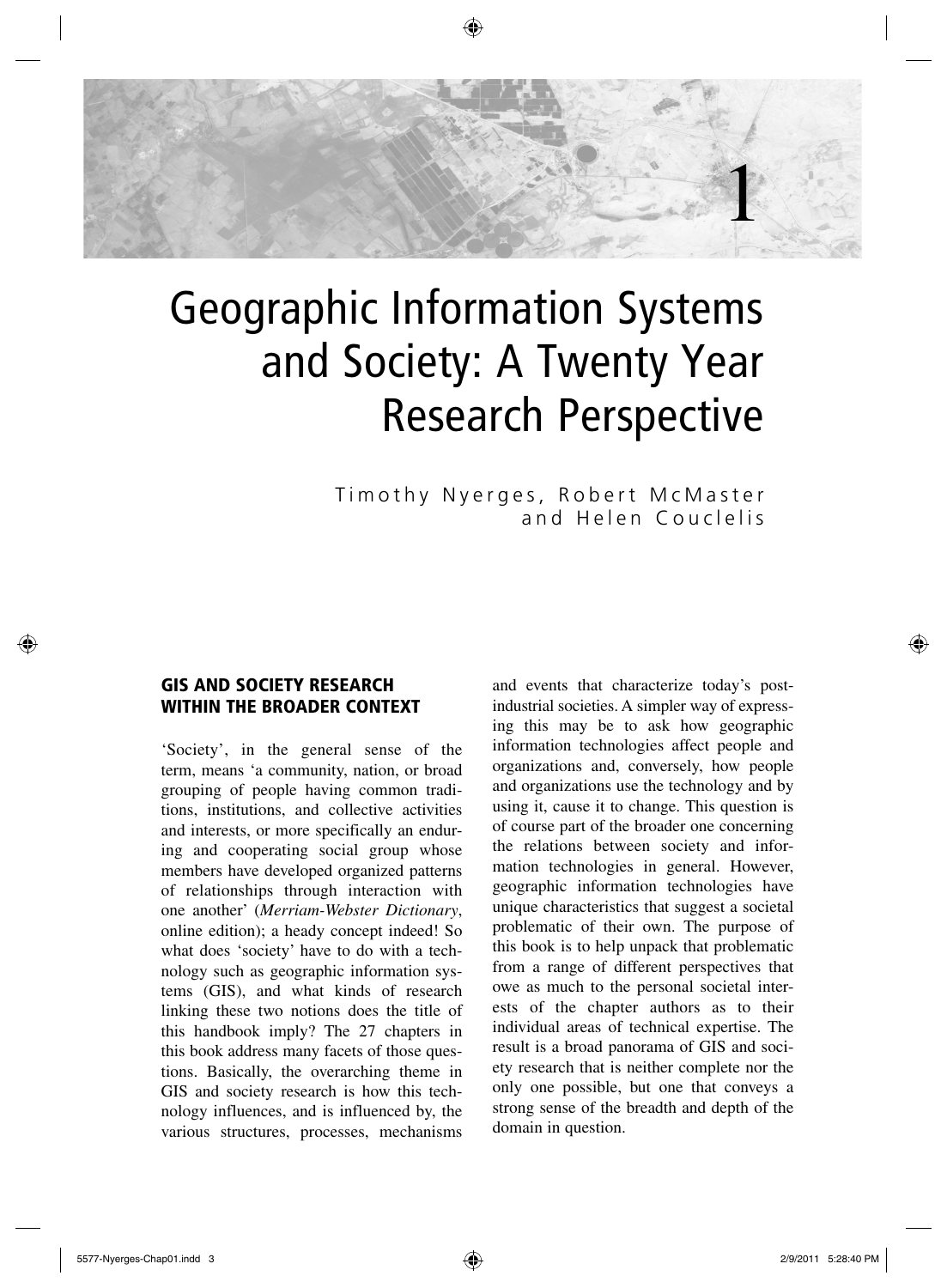# 1

# Geographic Information Systems and Society: A Twenty Year Research Perspective

Timothy Nyerges, Robert McMaster and Helen Couclelis

## GIS AND SOCIETY RESEARCH WITHIN THE BROADER CONTEXT

'Society', in the general sense of the term, means 'a community, nation, or broad grouping of people having common traditions, institutions, and collective activities and interests, or more specifically an enduring and cooperating social group whose members have developed organized patterns of relationships through interaction with one another' (*Merriam-Webster Dictionary*, online edition); a heady concept indeed! So what does 'society' have to do with a technology such as geographic information systems (GIS), and what kinds of research linking these two notions does the title of this handbook imply? The 27 chapters in this book address many facets of those questions. Basically, the overarching theme in GIS and society research is how this technology influences, and is influenced by, the various structures, processes, mechanisms and events that characterize today's post-industrial societies. A simpler way of expressing this may be to ask how geographic information technologies affect people and organizations and, conversely, how people and organizations use the technology and by using it, cause it to change. This question is of course part of the broader one concerning the relations between society and information technologies in general. However, geographic information technologies have unique characteristics that suggest a societal problematic of their own. The purpose of this book is to help unpack that problematic from a range of different perspectives that owe as much to the personal societal interests of the chapter authors as to their individual areas of technical expertise. The result is a broad panorama of GIS and society research that is neither complete nor the only one possible, but one that conveys a strong sense of the breadth and depth of the domain in question.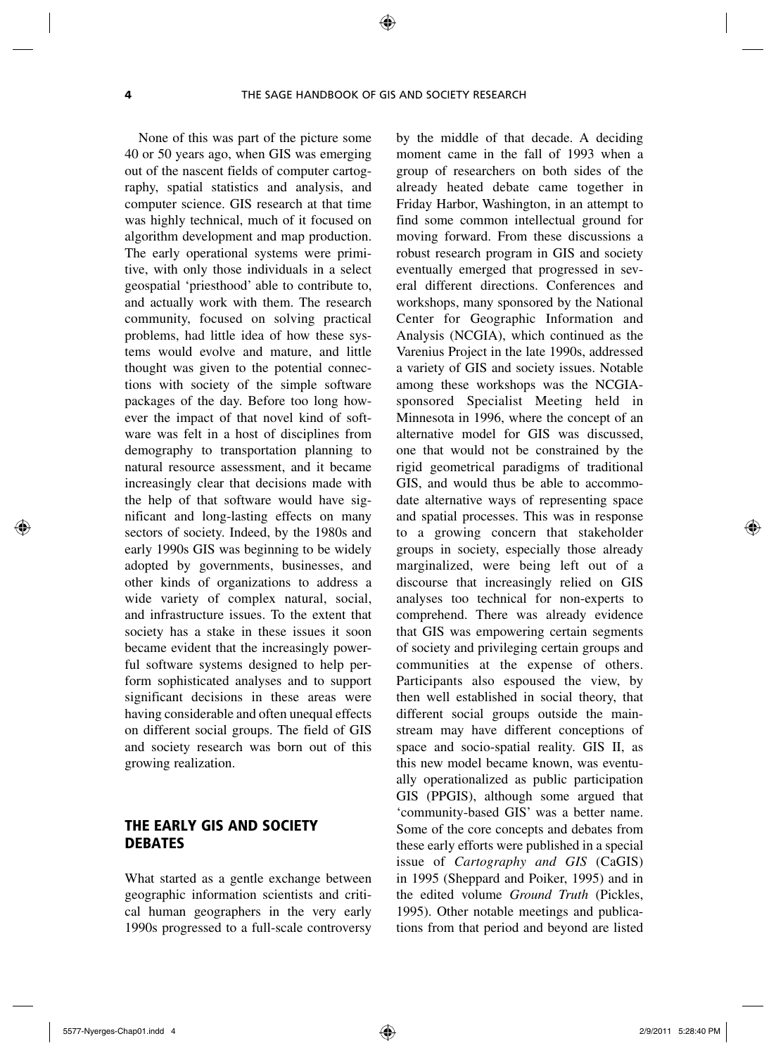None of this was part of the picture some 40 or 50 years ago, when GIS was emerging out of the nascent fields of computer cartography, spatial statistics and analysis, and computer science. GIS research at that time was highly technical, much of it focused on algorithm development and map production. The early operational systems were primitive, with only those individuals in a select geospatial 'priesthood' able to contribute to, and actually work with them. The research community, focused on solving practical problems, had little idea of how these systems would evolve and mature, and little thought was given to the potential connections with society of the simple software packages of the day. Before too long however the impact of that novel kind of software was felt in a host of disciplines from demography to transportation planning to natural resource assessment, and it became increasingly clear that decisions made with the help of that software would have significant and long-lasting effects on many sectors of society. Indeed, by the 1980s and early 1990s GIS was beginning to be widely adopted by governments, businesses, and other kinds of organizations to address a wide variety of complex natural, social, and infrastructure issues. To the extent that society has a stake in these issues it soon became evident that the increasingly powerful software systems designed to help perform sophisticated analyses and to support significant decisions in these areas were having considerable and often unequal effects on different social groups. The field of GIS and society research was born out of this growing realization.

## THE EARLY GIS AND SOCIETY DEBATES

What started as a gentle exchange between geographic information scientists and critical human geographers in the very early 1990s progressed to a full-scale controversy by the middle of that decade. A deciding moment came in the fall of 1993 when a group of researchers on both sides of the already heated debate came together in Friday Harbor, Washington, in an attempt to find some common intellectual ground for moving forward. From these discussions a robust research program in GIS and society eventually emerged that progressed in several different directions. Conferences and workshops, many sponsored by the National Center for Geographic Information and Analysis (NCGIA), which continued as the Varenius Project in the late 1990s, addressed a variety of GIS and society issues. Notable among these workshops was the NCGIA-sponsored Specialist Meeting held in Minnesota in 1996, where the concept of an alternative model for GIS was discussed, one that would not be constrained by the rigid geometrical paradigms of traditional GIS, and would thus be able to accommodate alternative ways of representing space and spatial processes. This was in response to a growing concern that stakeholder groups in society, especially those already marginalized, were being left out of a discourse that increasingly relied on GIS analyses too technical for non-experts to comprehend. There was already evidence that GIS was empowering certain segments of society and privileging certain groups and communities at the expense of others. Participants also espoused the view, by then well established in social theory, that different social groups outside the mainstream may have different conceptions of space and socio-spatial reality. GIS II, as this new model became known, was eventually operationalized as public participation GIS (PPGIS), although some argued that 'community-based GIS' was a better name. Some of the core concepts and debates from these early efforts were published in a special issue of *Cartography and GIS* (CaGIS) in 1995 (Sheppard and Poiker, 1995) and in the edited volume *Ground Truth* (Pickles, 1995). Other notable meetings and publications from that period and beyond are listed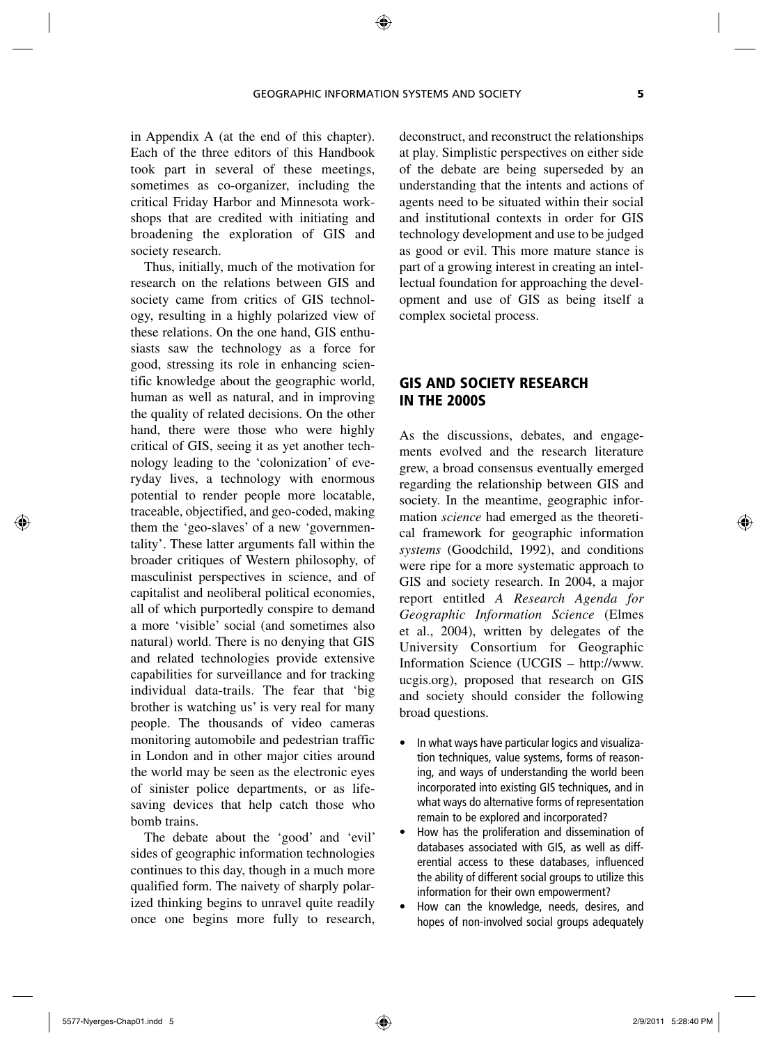in Appendix A (at the end of this chapter). Each of the three editors of this Handbook took part in several of these meetings, sometimes as co-organizer, including the critical Friday Harbor and Minnesota workshops that are credited with initiating and broadening the exploration of GIS and society research.

Thus, initially, much of the motivation for research on the relations between GIS and society came from critics of GIS technology, resulting in a highly polarized view of these relations. On the one hand, GIS enthusiasts saw the technology as a force for good, stressing its role in enhancing scientific knowledge about the geographic world, human as well as natural, and in improving the quality of related decisions. On the other hand, there were those who were highly critical of GIS, seeing it as yet another technology leading to the 'colonization' of everyday lives, a technology with enormous potential to render people more locatable, traceable, objectified, and geo-coded, making them the 'geo-slaves' of a new 'governmentality'. These latter arguments fall within the broader critiques of Western philosophy, of masculinist perspectives in science, and of capitalist and neoliberal political economies, all of which purportedly conspire to demand a more 'visible' social (and sometimes also natural) world. There is no denying that GIS and related technologies provide extensive capabilities for surveillance and for tracking individual data-trails. The fear that 'big brother is watching us' is very real for many people. The thousands of video cameras monitoring automobile and pedestrian traffic in London and in other major cities around the world may be seen as the electronic eyes of sinister police departments, or as lifesaving devices that help catch those who bomb trains.

The debate about the 'good' and 'evil' sides of geographic information technologies continues to this day, though in a much more qualified form. The naivety of sharply polarized thinking begins to unravel quite readily once one begins more fully to research, deconstruct, and reconstruct the relationships at play. Simplistic perspectives on either side of the debate are being superseded by an understanding that the intents and actions of agents need to be situated within their social and institutional contexts in order for GIS technology development and use to be judged as good or evil. This more mature stance is part of a growing interest in creating an intellectual foundation for approaching the development and use of GIS as being itself a complex societal process.

## GIS AND SOCIETY RESEARCH IN THE 2000S

As the discussions, debates, and engagements evolved and the research literature grew, a broad consensus eventually emerged regarding the relationship between GIS and society. In the meantime, geographic information *science* had emerged as the theoretical framework for geographic information *systems* (Goodchild, 1992), and conditions were ripe for a more systematic approach to GIS and society research. In 2004, a major report entitled *A Research Agenda for Geographic Information Science* (Elmes et al., 2004), written by delegates of the University Consortium for Geographic Information Science (UCGIS – http://www.ucgis.org), proposed that research on GIS and society should consider the following broad questions.

- In what ways have particular logics and visualization techniques, value systems, forms of reasoning, and ways of understanding the world been incorporated into existing GIS techniques, and in what ways do alternative forms of representation remain to be explored and incorporated?
- How has the proliferation and dissemination of databases associated with GIS, as well as differential access to these databases, influenced the ability of different social groups to utilize this information for their own empowerment?
- How can the knowledge, needs, desires, and hopes of non-involved social groups adequately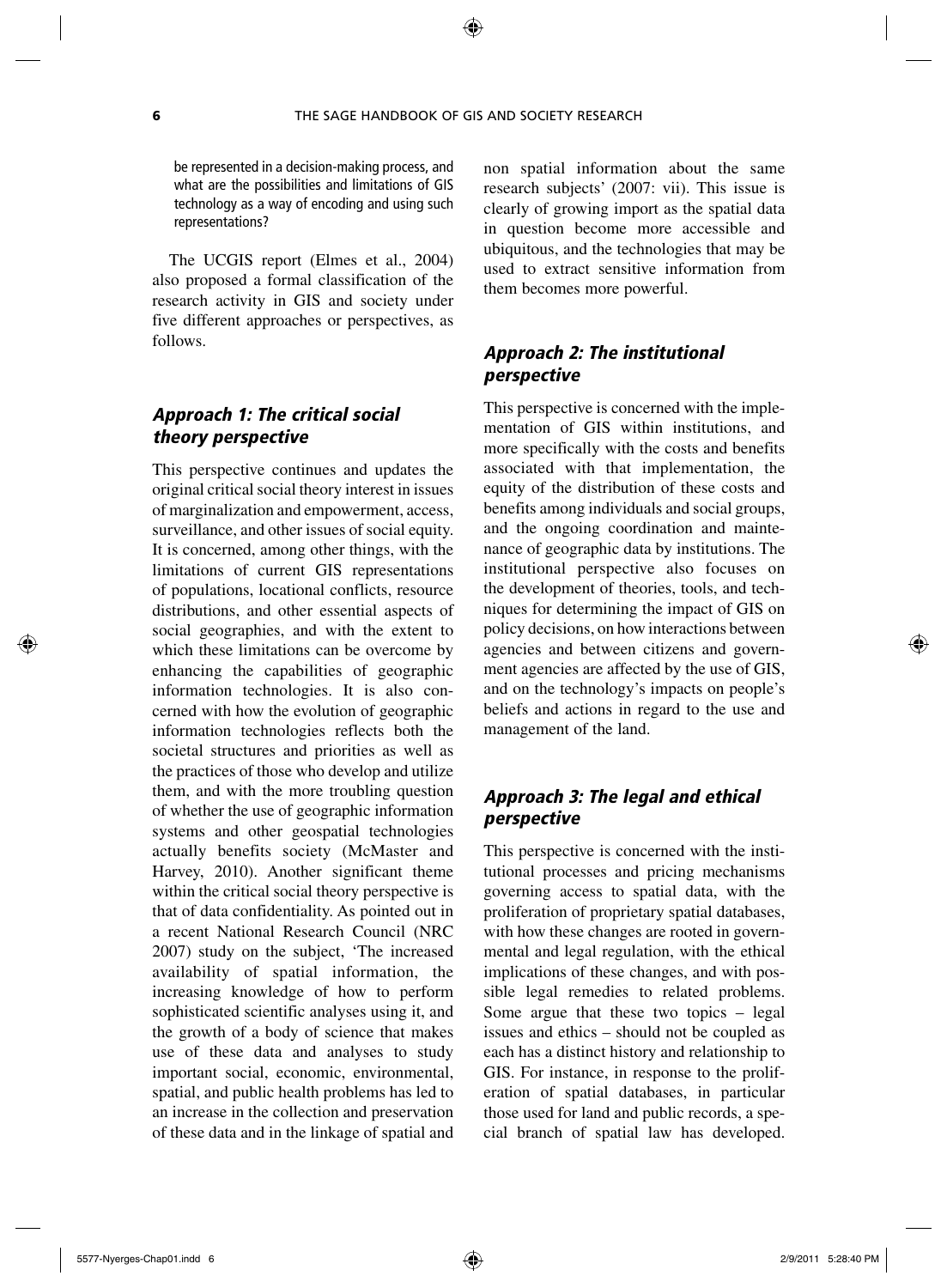be represented in a decision-making process, and what are the possibilities and limitations of GIS technology as a way of encoding and using such representations?

The UCGIS report (Elmes et al., 2004) also proposed a formal classification of the research activity in GIS and society under five different approaches or perspectives, as follows.

### *Approach 1: The critical social theory perspective*

This perspective continues and updates the original critical social theory interest in issues of marginalization and empowerment, access, surveillance, and other issues of social equity. It is concerned, among other things, with the limitations of current GIS representations of populations, locational conflicts, resource distributions, and other essential aspects of social geographies, and with the extent to which these limitations can be overcome by enhancing the capabilities of geographic information technologies. It is also concerned with how the evolution of geographic information technologies reflects both the societal structures and priorities as well as the practices of those who develop and utilize them, and with the more troubling question of whether the use of geographic information systems and other geospatial technologies actually benefits society (McMaster and Harvey, 2010). Another significant theme within the critical social theory perspective is that of data confidentiality. As pointed out in a recent National Research Council (NRC 2007) study on the subject, 'The increased availability of spatial information, the increasing knowledge of how to perform sophisticated scientific analyses using it, and the growth of a body of science that makes use of these data and analyses to study important social, economic, environmental, spatial, and public health problems has led to an increase in the collection and preservation of these data and in the linkage of spatial and non spatial information about the same research subjects' (2007: vii). This issue is clearly of growing import as the spatial data in question become more accessible and ubiquitous, and the technologies that may be used to extract sensitive information from them becomes more powerful.

### *Approach 2: The institutional perspective*

This perspective is concerned with the implementation of GIS within institutions, and more specifically with the costs and benefits associated with that implementation, the equity of the distribution of these costs and benefits among individuals and social groups, and the ongoing coordination and maintenance of geographic data by institutions. The institutional perspective also focuses on the development of theories, tools, and techniques for determining the impact of GIS on policy decisions, on how interactions between agencies and between citizens and government agencies are affected by the use of GIS, and on the technology's impacts on people's beliefs and actions in regard to the use and management of the land.

### *Approach 3: The legal and ethical perspective*

This perspective is concerned with the institutional processes and pricing mechanisms governing access to spatial data, with the proliferation of proprietary spatial databases, with how these changes are rooted in governmental and legal regulation, with the ethical implications of these changes, and with possible legal remedies to related problems. Some argue that these two topics – legal issues and ethics – should not be coupled as each has a distinct history and relationship to GIS. For instance, in response to the proliferation of spatial databases, in particular those used for land and public records, a special branch of spatial law has developed.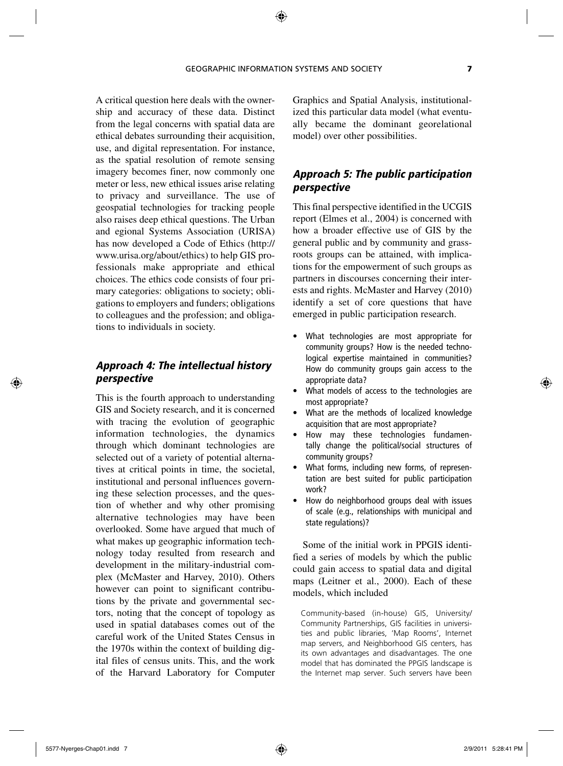A critical question here deals with the ownership and accuracy of these data. Distinct from the legal concerns with spatial data are ethical debates surrounding their acquisition, use, and digital representation. For instance, as the spatial resolution of remote sensing imagery becomes finer, now commonly one meter or less, new ethical issues arise relating to privacy and surveillance. The use of geospatial technologies for tracking people also raises deep ethical questions. The Urban and egional Systems Association (URISA) has now developed a Code of Ethics (http://www.urisa.org/about/ethics) to help GIS professionals make appropriate and ethical choices. The ethics code consists of four primary categories: obligations to society; obligations to employers and funders; obligations to colleagues and the profession; and obligations to individuals in society.

## *Approach 4: The intellectual history perspective*

This is the fourth approach to understanding GIS and Society research, and it is concerned with tracing the evolution of geographic information technologies, the dynamics through which dominant technologies are selected out of a variety of potential alternatives at critical points in time, the societal, institutional and personal influences governing these selection processes, and the question of whether and why other promising alternative technologies may have been overlooked. Some have argued that much of what makes up geographic information technology today resulted from research and development in the military-industrial complex (McMaster and Harvey, 2010). Others however can point to significant contributions by the private and governmental sectors, noting that the concept of topology as used in spatial databases comes out of the careful work of the United States Census in the 1970s within the context of building digital files of census units. This, and the work of the Harvard Laboratory for Computer Graphics and Spatial Analysis, institutionalized this particular data model (what eventually became the dominant georelational model) over other possibilities.

## *Approach 5: The public participation perspective*

This final perspective identified in the UCGIS report (Elmes et al., 2004) is concerned with how a broader effective use of GIS by the general public and by community and grassroots groups can be attained, with implications for the empowerment of such groups as partners in discourses concerning their interests and rights. McMaster and Harvey (2010) identify a set of core questions that have emerged in public participation research.

- What technologies are most appropriate for community groups? How is the needed technological expertise maintained in communities? How do community groups gain access to the appropriate data?
- What models of access to the technologies are most appropriate?
- What are the methods of localized knowledge acquisition that are most appropriate?
- How may these technologies fundamentally change the political/social structures of community groups?
- What forms, including new forms, of representation are best suited for public participation work?
- How do neighborhood groups deal with issues of scale (e.g., relationships with municipal and state regulations)?

Some of the initial work in PPGIS identified a series of models by which the public could gain access to spatial data and digital maps (Leitner et al., 2000). Each of these models, which included

> Community-based (in-house) GIS, University/Community Partnerships, GIS facilities in universities and public libraries, 'Map Rooms', Internet map servers, and Neighborhood GIS centers, has its own advantages and disadvantages. The one model that has dominated the PPGIS landscape is the Internet map server. Such servers have been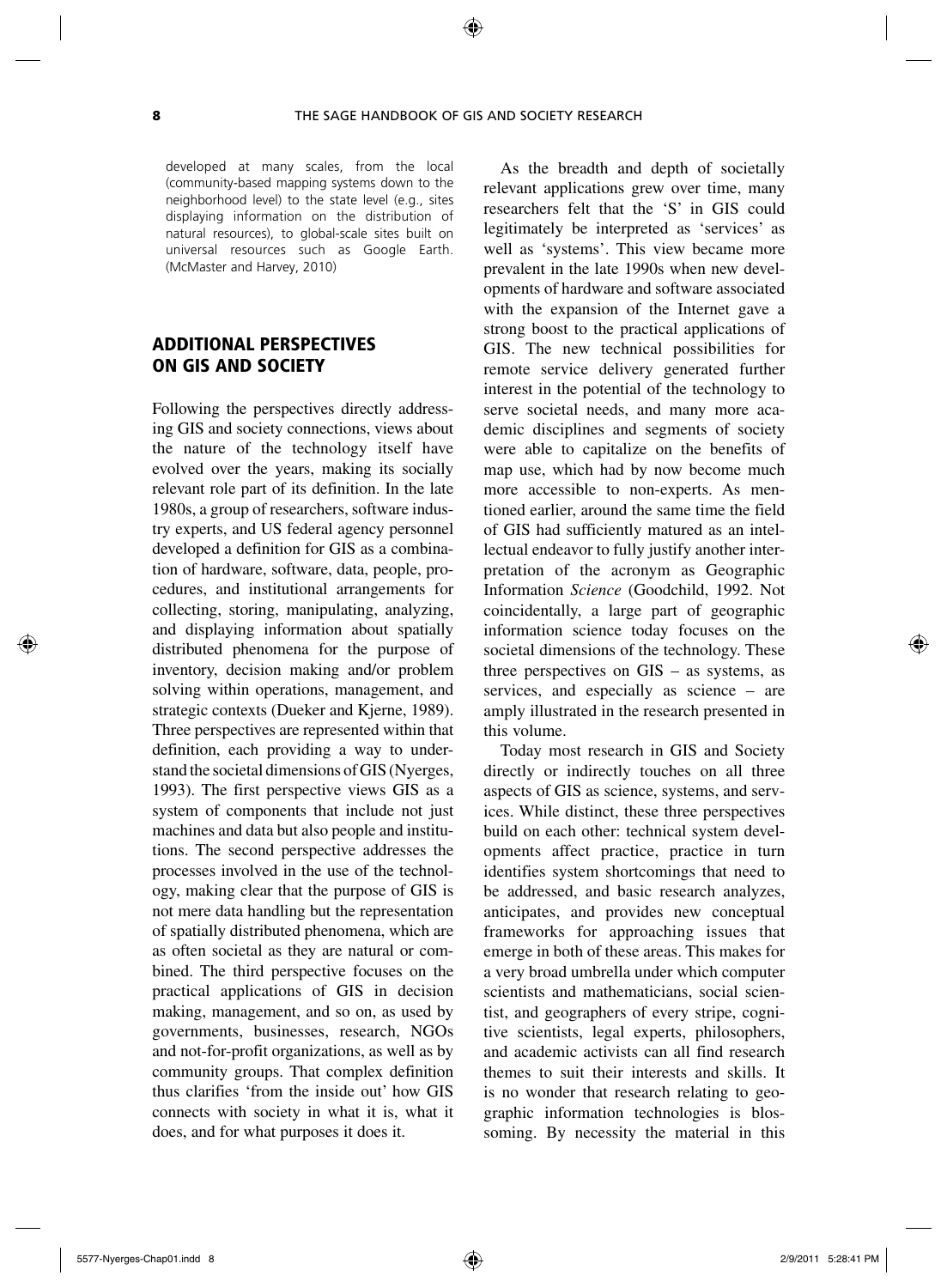developed at many scales, from the local (community-based mapping systems down to the neighborhood level) to the state level (e.g., sites displaying information on the distribution of natural resources), to global-scale sites built on universal resources such as Google Earth. (McMaster and Harvey, 2010)

## ADDITIONAL PERSPECTIVES ON GIS AND SOCIETY

Following the perspectives directly addressing GIS and society connections, views about the nature of the technology itself have evolved over the years, making its socially relevant role part of its definition. In the late 1980s, a group of researchers, software industry experts, and US federal agency personnel developed a definition for GIS as a combination of hardware, software, data, people, procedures, and institutional arrangements for collecting, storing, manipulating, analyzing, and displaying information about spatially distributed phenomena for the purpose of inventory, decision making and/or problem solving within operations, management, and strategic contexts (Dueker and Kjerne, 1989). Three perspectives are represented within that definition, each providing a way to understand the societal dimensions of GIS (Nyerges, 1993). The first perspective views GIS as a system of components that include not just machines and data but also people and institutions. The second perspective addresses the processes involved in the use of the technology, making clear that the purpose of GIS is not mere data handling but the representation of spatially distributed phenomena, which are as often societal as they are natural or combined. The third perspective focuses on the practical applications of GIS in decision making, management, and so on, as used by governments, businesses, research, NGOs and not-for-profit organizations, as well as by community groups. That complex definition thus clarifies 'from the inside out' how GIS connects with society in what it is, what it does, and for what purposes it does it.

As the breadth and depth of societally relevant applications grew over time, many researchers felt that the 'S' in GIS could legitimately be interpreted as 'services' as well as 'systems'. This view became more prevalent in the late 1990s when new developments of hardware and software associated with the expansion of the Internet gave a strong boost to the practical applications of GIS. The new technical possibilities for remote service delivery generated further interest in the potential of the technology to serve societal needs, and many more academic disciplines and segments of society were able to capitalize on the benefits of map use, which had by now become much more accessible to non-experts. As mentioned earlier, around the same time the field of GIS had sufficiently matured as an intellectual endeavor to fully justify another interpretation of the acronym as Geographic Information *Science* (Goodchild, 1992. Not coincidentally, a large part of geographic information science today focuses on the societal dimensions of the technology. These three perspectives on GIS – as systems, as services, and especially as science – are amply illustrated in the research presented in this volume.

Today most research in GIS and Society directly or indirectly touches on all three aspects of GIS as science, systems, and services. While distinct, these three perspectives build on each other: technical system developments affect practice, practice in turn identifies system shortcomings that need to be addressed, and basic research analyzes, anticipates, and provides new conceptual frameworks for approaching issues that emerge in both of these areas. This makes for a very broad umbrella under which computer scientists and mathematicians, social scientist, and geographers of every stripe, cognitive scientists, legal experts, philosophers, and academic activists can all find research themes to suit their interests and skills. It is no wonder that research relating to geographic information technologies is blossoming. By necessity the material in this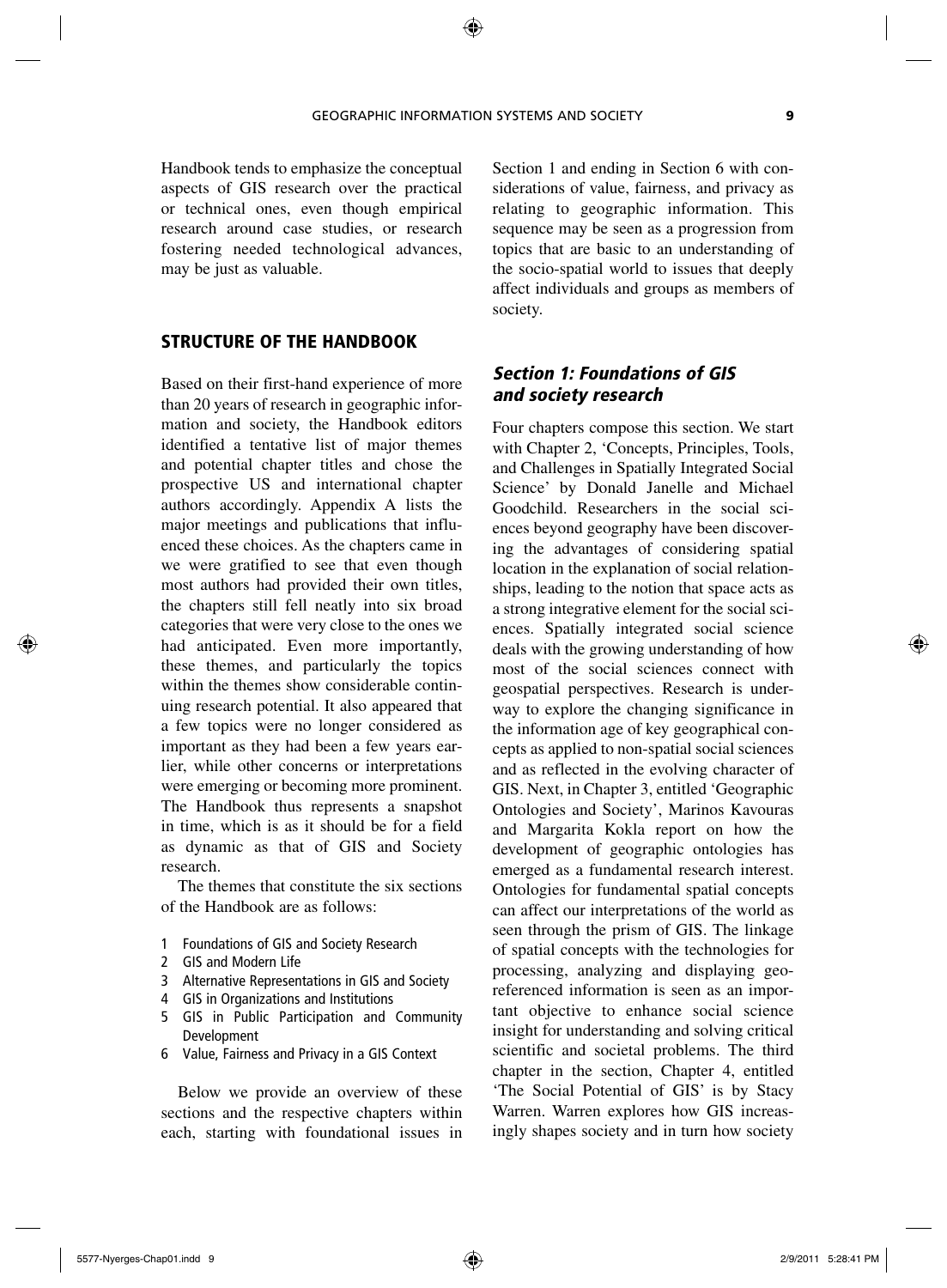Handbook tends to emphasize the conceptual aspects of GIS research over the practical or technical ones, even though empirical research around case studies, or research fostering needed technological advances, may be just as valuable.

## STRUCTURE OF THE HANDBOOK

Based on their first-hand experience of more than 20 years of research in geographic information and society, the Handbook editors identified a tentative list of major themes and potential chapter titles and chose the prospective US and international chapter authors accordingly. Appendix A lists the major meetings and publications that influenced these choices. As the chapters came in we were gratified to see that even though most authors had provided their own titles, the chapters still fell neatly into six broad categories that were very close to the ones we had anticipated. Even more importantly, these themes, and particularly the topics within the themes show considerable continuing research potential. It also appeared that a few topics were no longer considered as important as they had been a few years earlier, while other concerns or interpretations were emerging or becoming more prominent. The Handbook thus represents a snapshot in time, which is as it should be for a field as dynamic as that of GIS and Society research.

The themes that constitute the six sections of the Handbook are as follows:

1. Foundations of GIS and Society Research
2. GIS and Modern Life
3. Alternative Representations in GIS and Society
4. GIS in Organizations and Institutions
5. GIS in Public Participation and Community Development
6. Value, Fairness and Privacy in a GIS Context

Below we provide an overview of these sections and the respective chapters within each, starting with foundational issues in Section 1 and ending in Section 6 with considerations of value, fairness, and privacy as relating to geographic information. This sequence may be seen as a progression from topics that are basic to an understanding of the socio-spatial world to issues that deeply affect individuals and groups as members of society.

### *Section 1: Foundations of GIS and society research*

Four chapters compose this section. We start with Chapter 2, 'Concepts, Principles, Tools, and Challenges in Spatially Integrated Social Science' by Donald Janelle and Michael Goodchild. Researchers in the social sciences beyond geography have been discovering the advantages of considering spatial location in the explanation of social relationships, leading to the notion that space acts as a strong integrative element for the social sciences. Spatially integrated social science deals with the growing understanding of how most of the social sciences connect with geospatial perspectives. Research is underway to explore the changing significance in the information age of key geographical concepts as applied to non-spatial social sciences and as reflected in the evolving character of GIS. Next, in Chapter 3, entitled 'Geographic Ontologies and Society', Marinos Kavouras and Margarita Kokla report on how the development of geographic ontologies has emerged as a fundamental research interest. Ontologies for fundamental spatial concepts can affect our interpretations of the world as seen through the prism of GIS. The linkage of spatial concepts with the technologies for processing, analyzing and displaying georeferenced information is seen as an important objective to enhance social science insight for understanding and solving critical scientific and societal problems. The third chapter in the section, Chapter 4, entitled 'The Social Potential of GIS' is by Stacy Warren. Warren explores how GIS increasingly shapes society and in turn how society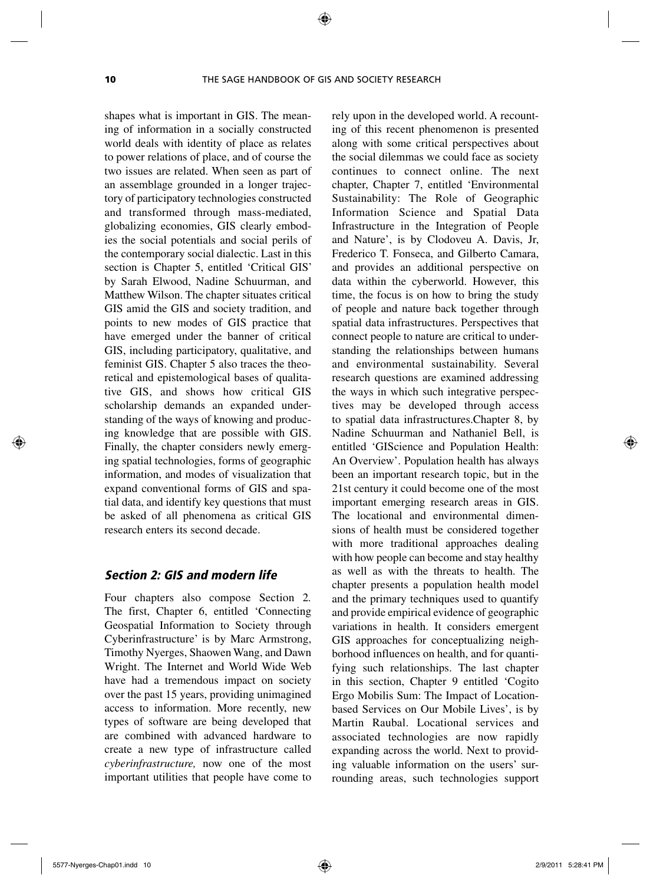shapes what is important in GIS. The meaning of information in a socially constructed world deals with identity of place as relates to power relations of place, and of course the two issues are related. When seen as part of an assemblage grounded in a longer trajectory of participatory technologies constructed and transformed through mass-mediated, globalizing economies, GIS clearly embodies the social potentials and social perils of the contemporary social dialectic. Last in this section is Chapter 5, entitled 'Critical GIS' by Sarah Elwood, Nadine Schuurman, and Matthew Wilson. The chapter situates critical GIS amid the GIS and society tradition, and points to new modes of GIS practice that have emerged under the banner of critical GIS, including participatory, qualitative, and feminist GIS. Chapter 5 also traces the theoretical and epistemological bases of qualitative GIS, and shows how critical GIS scholarship demands an expanded understanding of the ways of knowing and producing knowledge that are possible with GIS. Finally, the chapter considers newly emerging spatial technologies, forms of geographic information, and modes of visualization that expand conventional forms of GIS and spatial data, and identify key questions that must be asked of all phenomena as critical GIS research enters its second decade.

### *Section 2: GIS and modern life*

Four chapters also compose Section 2. The first, Chapter 6, entitled 'Connecting Geospatial Information to Society through Cyberinfrastructure' is by Marc Armstrong, Timothy Nyerges, Shaowen Wang, and Dawn Wright. The Internet and World Wide Web have had a tremendous impact on society over the past 15 years, providing unimagined access to information. More recently, new types of software are being developed that are combined with advanced hardware to create a new type of infrastructure called *cyberinfrastructure,* now one of the most important utilities that people have come to rely upon in the developed world. A recounting of this recent phenomenon is presented along with some critical perspectives about the social dilemmas we could face as society continues to connect online. The next chapter, Chapter 7, entitled 'Environmental Sustainability: The Role of Geographic Information Science and Spatial Data Infrastructure in the Integration of People and Nature', is by Clodoveu A. Davis, Jr, Frederico T. Fonseca, and Gilberto Camara, and provides an additional perspective on data within the cyberworld. However, this time, the focus is on how to bring the study of people and nature back together through spatial data infrastructures. Perspectives that connect people to nature are critical to understanding the relationships between humans and environmental sustainability. Several research questions are examined addressing the ways in which such integrative perspectives may be developed through access to spatial data infrastructures.Chapter 8, by Nadine Schuurman and Nathaniel Bell, is entitled 'GIScience and Population Health: An Overview'. Population health has always been an important research topic, but in the 21st century it could become one of the most important emerging research areas in GIS. The locational and environmental dimensions of health must be considered together with more traditional approaches dealing with how people can become and stay healthy as well as with the threats to health. The chapter presents a population health model and the primary techniques used to quantify and provide empirical evidence of geographic variations in health. It considers emergent GIS approaches for conceptualizing neighborhood influences on health, and for quantifying such relationships. The last chapter in this section, Chapter 9 entitled 'Cogito Ergo Mobilis Sum: The Impact of Location-based Services on Our Mobile Lives', is by Martin Raubal. Locational services and associated technologies are now rapidly expanding across the world. Next to providing valuable information on the users' surrounding areas, such technologies support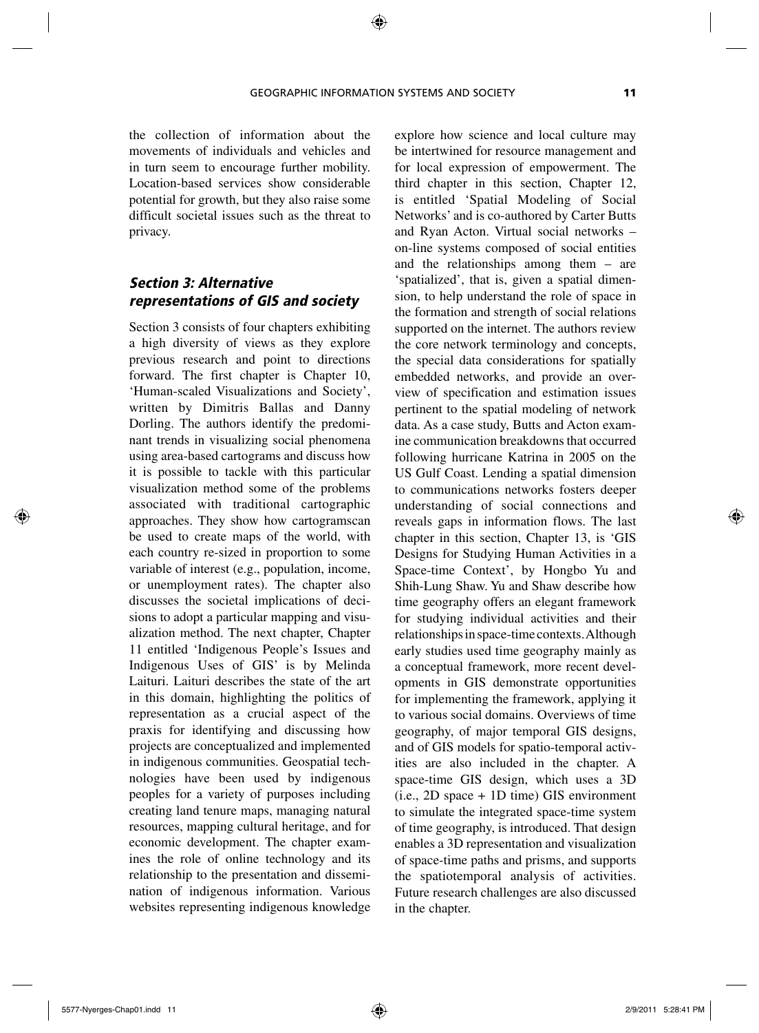the collection of information about the movements of individuals and vehicles and in turn seem to encourage further mobility. Location-based services show considerable potential for growth, but they also raise some difficult societal issues such as the threat to privacy.

### *Section 3: Alternative representations of GIS and society*

Section 3 consists of four chapters exhibiting a high diversity of views as they explore previous research and point to directions forward. The first chapter is Chapter 10, 'Human-scaled Visualizations and Society', written by Dimitris Ballas and Danny Dorling. The authors identify the predominant trends in visualizing social phenomena using area-based cartograms and discuss how it is possible to tackle with this particular visualization method some of the problems associated with traditional cartographic approaches. They show how cartogramscan be used to create maps of the world, with each country re-sized in proportion to some variable of interest (e.g., population, income, or unemployment rates). The chapter also discusses the societal implications of decisions to adopt a particular mapping and visualization method. The next chapter, Chapter 11 entitled 'Indigenous People's Issues and Indigenous Uses of GIS' is by Melinda Laituri. Laituri describes the state of the art in this domain, highlighting the politics of representation as a crucial aspect of the praxis for identifying and discussing how projects are conceptualized and implemented in indigenous communities. Geospatial technologies have been used by indigenous peoples for a variety of purposes including creating land tenure maps, managing natural resources, mapping cultural heritage, and for economic development. The chapter examines the role of online technology and its relationship to the presentation and dissemination of indigenous information. Various websites representing indigenous knowledge explore how science and local culture may be intertwined for resource management and for local expression of empowerment. The third chapter in this section, Chapter 12, is entitled 'Spatial Modeling of Social Networks' and is co-authored by Carter Butts and Ryan Acton. Virtual social networks – on-line systems composed of social entities and the relationships among them – are 'spatialized', that is, given a spatial dimension, to help understand the role of space in the formation and strength of social relations supported on the internet. The authors review the core network terminology and concepts, the special data considerations for spatially embedded networks, and provide an overview of specification and estimation issues pertinent to the spatial modeling of network data. As a case study, Butts and Acton examine communication breakdowns that occurred following hurricane Katrina in 2005 on the US Gulf Coast. Lending a spatial dimension to communications networks fosters deeper understanding of social connections and reveals gaps in information flows. The last chapter in this section, Chapter 13, is 'GIS Designs for Studying Human Activities in a Space-time Context', by Hongbo Yu and Shih-Lung Shaw. Yu and Shaw describe how time geography offers an elegant framework for studying individual activities and their relationships in space-time contexts. Although early studies used time geography mainly as a conceptual framework, more recent developments in GIS demonstrate opportunities for implementing the framework, applying it to various social domains. Overviews of time geography, of major temporal GIS designs, and of GIS models for spatio-temporal activities are also included in the chapter. A space-time GIS design, which uses a 3D (i.e., 2D space + 1D time) GIS environment to simulate the integrated space-time system of time geography, is introduced. That design enables a 3D representation and visualization of space-time paths and prisms, and supports the spatiotemporal analysis of activities. Future research challenges are also discussed in the chapter.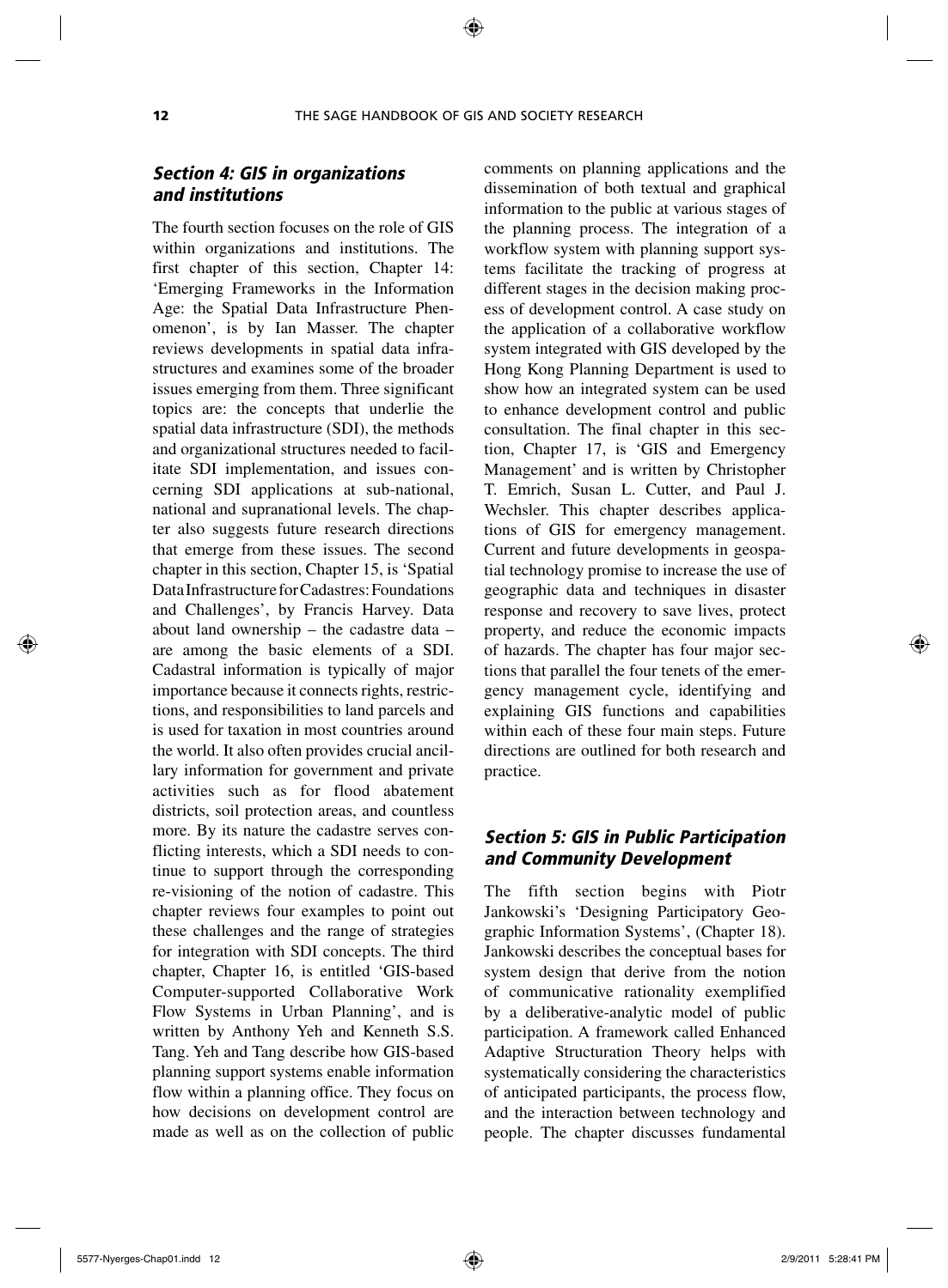## Section 4: GIS in organizations and institutions

The fourth section focuses on the role of GIS within organizations and institutions. The first chapter of this section, Chapter 14: 'Emerging Frameworks in the Information Age: the Spatial Data Infrastructure Phenomenon', is by Ian Masser. The chapter reviews developments in spatial data infrastructures and examines some of the broader issues emerging from them. Three significant topics are: the concepts that underlie the spatial data infrastructure (SDI), the methods and organizational structures needed to facilitate SDI implementation, and issues concerning SDI applications at sub-national, national and supranational levels. The chapter also suggests future research directions that emerge from these issues. The second chapter in this section, Chapter 15, is 'Spatial Data Infrastructure for Cadastres: Foundations and Challenges', by Francis Harvey. Data about land ownership – the cadastre data – are among the basic elements of a SDI. Cadastral information is typically of major importance because it connects rights, restrictions, and responsibilities to land parcels and is used for taxation in most countries around the world. It also often provides crucial ancillary information for government and private activities such as for flood abatement districts, soil protection areas, and countless more. By its nature the cadastre serves conflicting interests, which a SDI needs to continue to support through the corresponding re-visioning of the notion of cadastre. This chapter reviews four examples to point out these challenges and the range of strategies for integration with SDI concepts. The third chapter, Chapter 16, is entitled 'GIS-based Computer-supported Collaborative Work Flow Systems in Urban Planning', and is written by Anthony Yeh and Kenneth S.S. Tang. Yeh and Tang describe how GIS-based planning support systems enable information flow within a planning office. They focus on how decisions on development control are made as well as on the collection of public comments on planning applications and the dissemination of both textual and graphical information to the public at various stages of the planning process. The integration of a workflow system with planning support systems facilitate the tracking of progress at different stages in the decision making process of development control. A case study on the application of a collaborative workflow system integrated with GIS developed by the Hong Kong Planning Department is used to show how an integrated system can be used to enhance development control and public consultation. The final chapter in this section, Chapter 17, is 'GIS and Emergency Management' and is written by Christopher T. Emrich, Susan L. Cutter, and Paul J. Wechsler. This chapter describes applications of GIS for emergency management. Current and future developments in geospatial technology promise to increase the use of geographic data and techniques in disaster response and recovery to save lives, protect property, and reduce the economic impacts of hazards. The chapter has four major sections that parallel the four tenets of the emergency management cycle, identifying and explaining GIS functions and capabilities within each of these four main steps. Future directions are outlined for both research and practice.

## Section 5: GIS in Public Participation and Community Development

The fifth section begins with Piotr Jankowski's 'Designing Participatory Geographic Information Systems', (Chapter 18). Jankowski describes the conceptual bases for system design that derive from the notion of communicative rationality exemplified by a deliberative-analytic model of public participation. A framework called Enhanced Adaptive Structuration Theory helps with systematically considering the characteristics of anticipated participants, the process flow, and the interaction between technology and people. The chapter discusses fundamental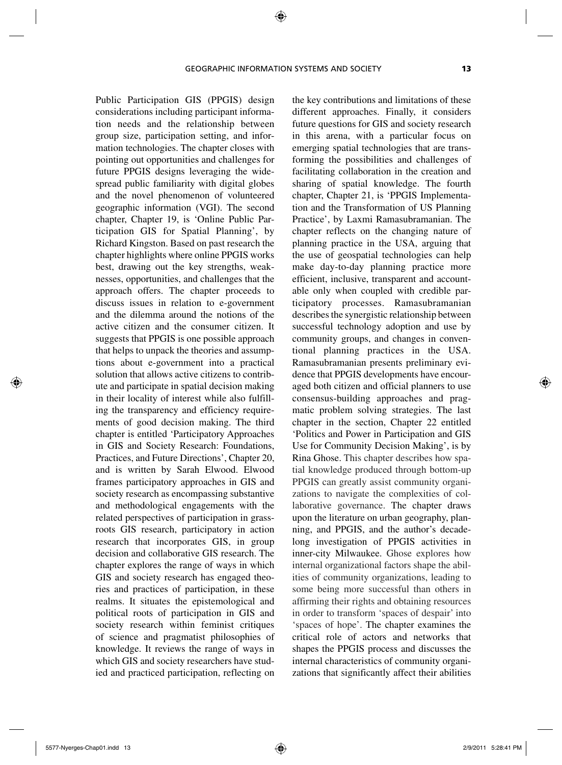Public Participation GIS (PPGIS) design considerations including participant information needs and the relationship between group size, participation setting, and information technologies. The chapter closes with pointing out opportunities and challenges for future PPGIS designs leveraging the widespread public familiarity with digital globes and the novel phenomenon of volunteered geographic information (VGI). The second chapter, Chapter 19, is 'Online Public Participation GIS for Spatial Planning', by Richard Kingston. Based on past research the chapter highlights where online PPGIS works best, drawing out the key strengths, weaknesses, opportunities, and challenges that the approach offers. The chapter proceeds to discuss issues in relation to e-government and the dilemma around the notions of the active citizen and the consumer citizen. It suggests that PPGIS is one possible approach that helps to unpack the theories and assumptions about e-government into a practical solution that allows active citizens to contribute and participate in spatial decision making in their locality of interest while also fulfilling the transparency and efficiency requirements of good decision making. The third chapter is entitled 'Participatory Approaches in GIS and Society Research: Foundations, Practices, and Future Directions', Chapter 20, and is written by Sarah Elwood. Elwood frames participatory approaches in GIS and society research as encompassing substantive and methodological engagements with the related perspectives of participation in grassroots GIS research, participatory in action research that incorporates GIS, in group decision and collaborative GIS research. The chapter explores the range of ways in which GIS and society research has engaged theories and practices of participation, in these realms. It situates the epistemological and political roots of participation in GIS and society research within feminist critiques of science and pragmatist philosophies of knowledge. It reviews the range of ways in which GIS and society researchers have studied and practiced participation, reflecting on the key contributions and limitations of these different approaches. Finally, it considers future questions for GIS and society research in this arena, with a particular focus on emerging spatial technologies that are transforming the possibilities and challenges of facilitating collaboration in the creation and sharing of spatial knowledge. The fourth chapter, Chapter 21, is 'PPGIS Implementation and the Transformation of US Planning Practice', by Laxmi Ramasubramanian. The chapter reflects on the changing nature of planning practice in the USA, arguing that the use of geospatial technologies can help make day-to-day planning practice more efficient, inclusive, transparent and accountable only when coupled with credible participatory processes. Ramasubramanian describes the synergistic relationship between successful technology adoption and use by community groups, and changes in conventional planning practices in the USA. Ramasubramanian presents preliminary evidence that PPGIS developments have encouraged both citizen and official planners to use consensus-building approaches and pragmatic problem solving strategies. The last chapter in the section, Chapter 22 entitled 'Politics and Power in Participation and GIS Use for Community Decision Making', is by Rina Ghose. This chapter describes how spatial knowledge produced through bottom-up PPGIS can greatly assist community organizations to navigate the complexities of collaborative governance. The chapter draws upon the literature on urban geography, planning, and PPGIS, and the author's decade-long investigation of PPGIS activities in inner-city Milwaukee. Ghose explores how internal organizational factors shape the abilities of community organizations, leading to some being more successful than others in affirming their rights and obtaining resources in order to transform 'spaces of despair' into 'spaces of hope'. The chapter examines the critical role of actors and networks that shapes the PPGIS process and discusses the internal characteristics of community organizations that significantly affect their abilities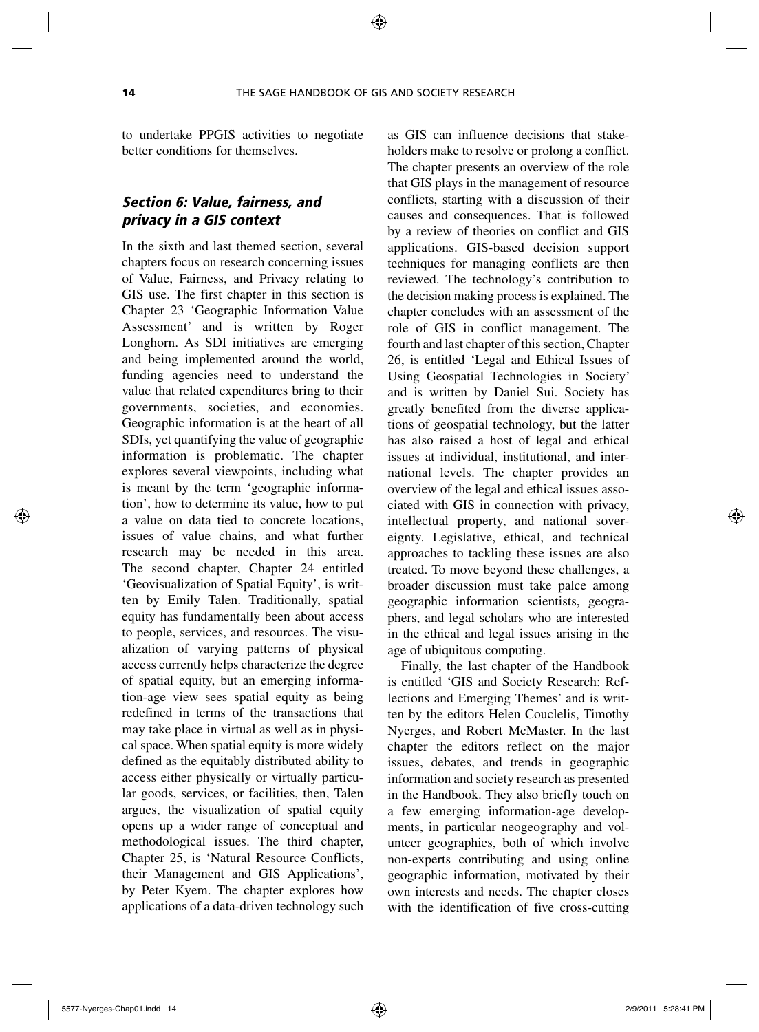to undertake PPGIS activities to negotiate better conditions for themselves.

### *Section 6: Value, fairness, and privacy in a GIS context*

In the sixth and last themed section, several chapters focus on research concerning issues of Value, Fairness, and Privacy relating to GIS use. The first chapter in this section is Chapter 23 'Geographic Information Value Assessment' and is written by Roger Longhorn. As SDI initiatives are emerging and being implemented around the world, funding agencies need to understand the value that related expenditures bring to their governments, societies, and economies. Geographic information is at the heart of all SDIs, yet quantifying the value of geographic information is problematic. The chapter explores several viewpoints, including what is meant by the term 'geographic information', how to determine its value, how to put a value on data tied to concrete locations, issues of value chains, and what further research may be needed in this area. The second chapter, Chapter 24 entitled 'Geovisualization of Spatial Equity', is written by Emily Talen. Traditionally, spatial equity has fundamentally been about access to people, services, and resources. The visualization of varying patterns of physical access currently helps characterize the degree of spatial equity, but an emerging information-age view sees spatial equity as being redefined in terms of the transactions that may take place in virtual as well as in physical space. When spatial equity is more widely defined as the equitably distributed ability to access either physically or virtually particular goods, services, or facilities, then, Talen argues, the visualization of spatial equity opens up a wider range of conceptual and methodological issues. The third chapter, Chapter 25, is 'Natural Resource Conflicts, their Management and GIS Applications', by Peter Kyem. The chapter explores how applications of a data-driven technology such as GIS can influence decisions that stakeholders make to resolve or prolong a conflict. The chapter presents an overview of the role that GIS plays in the management of resource conflicts, starting with a discussion of their causes and consequences. That is followed by a review of theories on conflict and GIS applications. GIS-based decision support techniques for managing conflicts are then reviewed. The technology's contribution to the decision making process is explained. The chapter concludes with an assessment of the role of GIS in conflict management. The fourth and last chapter of this section, Chapter 26, is entitled 'Legal and Ethical Issues of Using Geospatial Technologies in Society' and is written by Daniel Sui. Society has greatly benefited from the diverse applications of geospatial technology, but the latter has also raised a host of legal and ethical issues at individual, institutional, and international levels. The chapter provides an overview of the legal and ethical issues associated with GIS in connection with privacy, intellectual property, and national sovereignty. Legislative, ethical, and technical approaches to tackling these issues are also treated. To move beyond these challenges, a broader discussion must take palce among geographic information scientists, geographers, and legal scholars who are interested in the ethical and legal issues arising in the age of ubiquitous computing.

Finally, the last chapter of the Handbook is entitled 'GIS and Society Research: Reflections and Emerging Themes' and is written by the editors Helen Couclelis, Timothy Nyerges, and Robert McMaster. In the last chapter the editors reflect on the major issues, debates, and trends in geographic information and society research as presented in the Handbook. They also briefly touch on a few emerging information-age developments, in particular neogeography and volunteer geographies, both of which involve non-experts contributing and using online geographic information, motivated by their own interests and needs. The chapter closes with the identification of five cross-cutting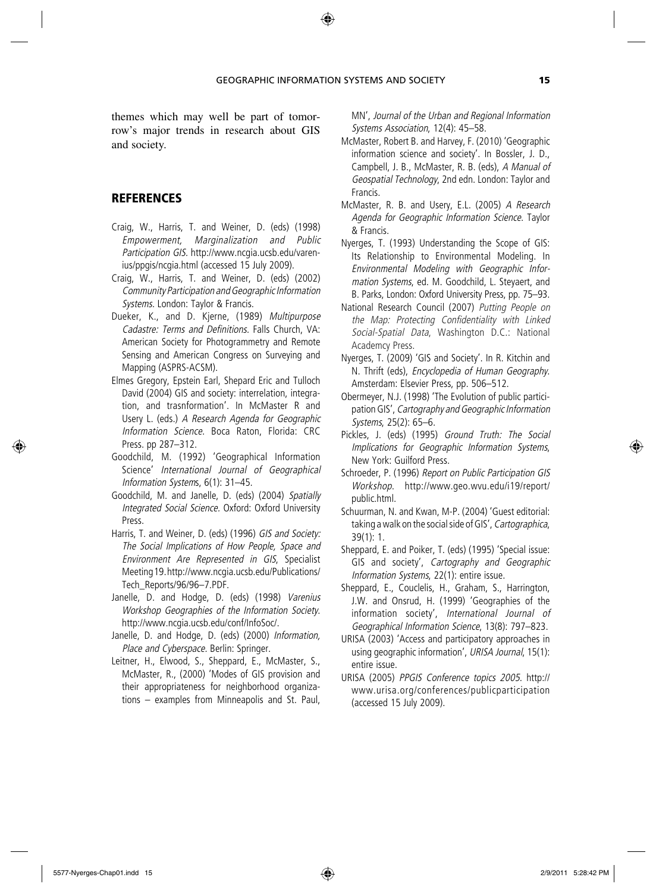themes which may well be part of tomorrow's major trends in research about GIS and society.

## REFERENCES

Craig, W., Harris, T. and Weiner, D. (eds) (1998) *Empowerment, Marginalization and Public Participation GIS*. http://www.ncgia.ucsb.edu/varenius/ppgis/ncgia.html (accessed 15 July 2009).

Craig, W., Harris, T. and Weiner, D. (eds) (2002) *Community Participation and Geographic Information Systems*. London: Taylor & Francis.

Dueker, K., and D. Kjerne, (1989) *Multipurpose Cadastre: Terms and Definitions*. Falls Church, VA: American Society for Photogrammetry and Remote Sensing and American Congress on Surveying and Mapping (ASPRS-ACSM).

Elmes Gregory, Epstein Earl, Shepard Eric and Tulloch David (2004) GIS and society: interrelation, integration, and trasnformation'. In McMaster R and Usery L. (eds.) *A Research Agenda for Geographic Information Science*. Boca Raton, Florida: CRC Press. pp 287–312.

Goodchild, M. (1992) 'Geographical Information Science' *International Journal of Geographical Information Systems*, 6(1): 31–45.

Goodchild, M. and Janelle, D. (eds) (2004) *Spatially Integrated Social Science*. Oxford: Oxford University Press.

Harris, T. and Weiner, D. (eds) (1996) *GIS and Society: The Social Implications of How People, Space and Environment Are Represented in GIS*, Specialist Meeting 19. http://www.ncgia.ucsb.edu/Publications/Tech_Reports/96/96–7.PDF.

Janelle, D. and Hodge, D. (eds) (1998) *Varenius Workshop Geographies of the Information Society*. http://www.ncgia.ucsb.edu/conf/InfoSoc/.

Janelle, D. and Hodge, D. (eds) (2000) *Information, Place and Cyberspace*. Berlin: Springer.

Leitner, H., Elwood, S., Sheppard, E., McMaster, S., McMaster, R., (2000) 'Modes of GIS provision and their appropriateness for neighborhood organizations – examples from Minneapolis and St. Paul, MN', *Journal of the Urban and Regional Information Systems Association*, 12(4): 45–58.

McMaster, Robert B. and Harvey, F. (2010) 'Geographic information science and society'. In Bossler, J. D., Campbell, J. B., McMaster, R. B. (eds), *A Manual of Geospatial Technology*, 2nd edn. London: Taylor and Francis.

McMaster, R. B. and Usery, E.L. (2005) *A Research Agenda for Geographic Information Science*. Taylor & Francis.

Nyerges, T. (1993) Understanding the Scope of GIS: Its Relationship to Environmental Modeling. In *Environmental Modeling with Geographic Information Systems*, ed. M. Goodchild, L. Steyaert, and B. Parks, London: Oxford University Press, pp. 75–93.

National Research Council (2007) *Putting People on the Map: Protecting Confidentiality with Linked Social-Spatial Data*, Washington D.C.: National Academcy Press.

Nyerges, T. (2009) 'GIS and Society'. In R. Kitchin and N. Thrift (eds), *Encyclopedia of Human Geography*. Amsterdam: Elsevier Press, pp. 506–512.

Obermeyer, N.J. (1998) 'The Evolution of public participation GIS', *Cartography and Geographic Information Systems*, 25(2): 65–6.

Pickles, J. (eds) (1995) *Ground Truth: The Social Implications for Geographic Information Systems*, New York: Guilford Press.

Schroeder, P. (1996) *Report on Public Participation GIS Workshop*. http://www.geo.wvu.edu/i19/report/public.html.

Schuurman, N. and Kwan, M-P. (2004) 'Guest editorial: taking a walk on the social side of GIS', *Cartographica*, 39(1): 1.

Sheppard, E. and Poiker, T. (eds) (1995) 'Special issue: GIS and society', *Cartography and Geographic Information Systems*, 22(1): entire issue.

Sheppard, E., Couclelis, H., Graham, S., Harrington, J.W. and Onsrud, H. (1999) 'Geographies of the information society', *International Journal of Geographical Information Science*, 13(8): 797–823.

URISA (2003) 'Access and participatory approaches in using geographic information', *URISA Journal*, 15(1): entire issue.

URISA (2005) *PPGIS Conference topics 2005*. http://www.urisa.org/conferences/publicparticipation (accessed 15 July 2009).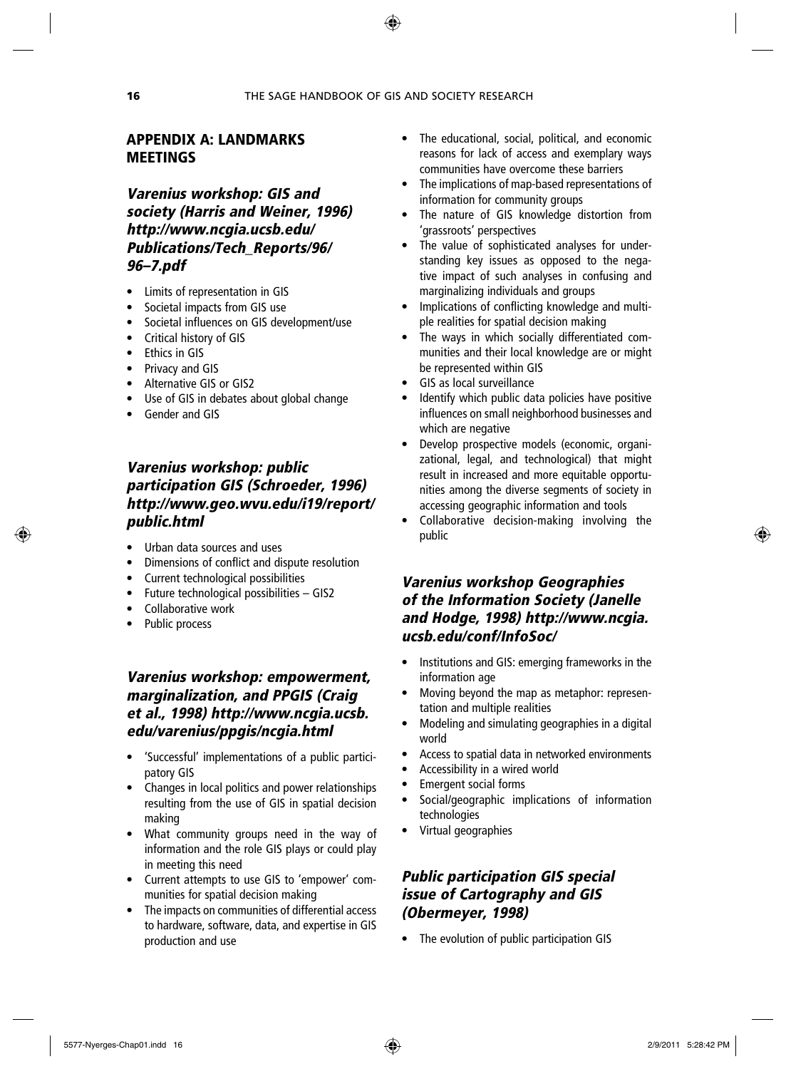## APPENDIX A: LANDMARKS MEETINGS

### *Varenius workshop: GIS and society (Harris and Weiner, 1996) http://www.ncgia.ucsb.edu/Publications/Tech_Reports/96/96–7.pdf*

- Limits of representation in GIS
- Societal impacts from GIS use
- Societal influences on GIS development/use
- Critical history of GIS
- Ethics in GIS
- Privacy and GIS
- Alternative GIS or GIS2
- Use of GIS in debates about global change
- Gender and GIS

### *Varenius workshop: public participation GIS (Schroeder, 1996) http://www.geo.wvu.edu/i19/report/public.html*

- Urban data sources and uses
- Dimensions of conflict and dispute resolution
- Current technological possibilities
- Future technological possibilities – GIS2
- Collaborative work
- Public process

### *Varenius workshop: empowerment, marginalization, and PPGIS (Craig et al., 1998) http://www.ncgia.ucsb.edu/varenius/ppgis/ncgia.html*

- 'Successful' implementations of a public participatory GIS
- Changes in local politics and power relationships resulting from the use of GIS in spatial decision making
- What community groups need in the way of information and the role GIS plays or could play in meeting this need
- Current attempts to use GIS to 'empower' communities for spatial decision making
- The impacts on communities of differential access to hardware, software, data, and expertise in GIS production and use
- The educational, social, political, and economic reasons for lack of access and exemplary ways communities have overcome these barriers
- The implications of map-based representations of information for community groups
- The nature of GIS knowledge distortion from 'grassroots' perspectives
- The value of sophisticated analyses for understanding key issues as opposed to the negative impact of such analyses in confusing and marginalizing individuals and groups
- Implications of conflicting knowledge and multiple realities for spatial decision making
- The ways in which socially differentiated communities and their local knowledge are or might be represented within GIS
- GIS as local surveillance
- Identify which public data policies have positive influences on small neighborhood businesses and which are negative
- Develop prospective models (economic, organizational, legal, and technological) that might result in increased and more equitable opportunities among the diverse segments of society in accessing geographic information and tools
- Collaborative decision-making involving the public

### *Varenius workshop Geographies of the Information Society (Janelle and Hodge, 1998) http://www.ncgia.ucsb.edu/conf/InfoSoc/*

- Institutions and GIS: emerging frameworks in the information age
- Moving beyond the map as metaphor: representation and multiple realities
- Modeling and simulating geographies in a digital world
- Access to spatial data in networked environments
- Accessibility in a wired world
- Emergent social forms
- Social/geographic implications of information technologies
- Virtual geographies

### *Public participation GIS special issue of Cartography and GIS (Obermeyer, 1998)*

- The evolution of public participation GIS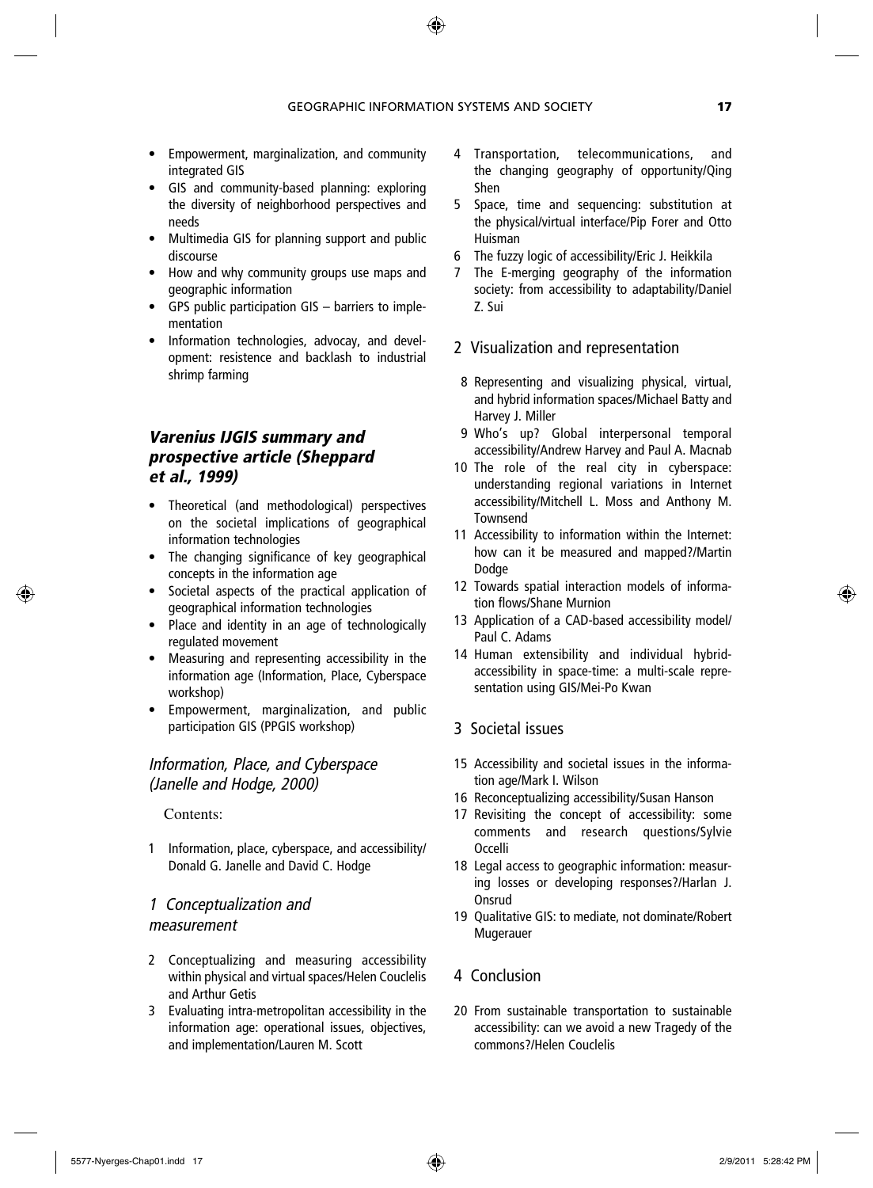- Empowerment, marginalization, and community integrated GIS
- GIS and community-based planning: exploring the diversity of neighborhood perspectives and needs
- Multimedia GIS for planning support and public discourse
- How and why community groups use maps and geographic information
- GPS public participation GIS – barriers to implementation
- Information technologies, advocay, and development: resistence and backlash to industrial shrimp farming

### *Varenius IJGIS summary and prospective article (Sheppard et al., 1999)*

- Theoretical (and methodological) perspectives on the societal implications of geographical information technologies
- The changing significance of key geographical concepts in the information age
- Societal aspects of the practical application of geographical information technologies
- Place and identity in an age of technologically regulated movement
- Measuring and representing accessibility in the information age (Information, Place, Cyberspace workshop)
- Empowerment, marginalization, and public participation GIS (PPGIS workshop)

### *Information, Place, and Cyberspace (Janelle and Hodge, 2000)*

Contents:

1 Information, place, cyberspace, and accessibility/Donald G. Janelle and David C. Hodge

#### *1 Conceptualization and measurement*

2 Conceptualizing and measuring accessibility within physical and virtual spaces/Helen Couclelis and Arthur Getis

3 Evaluating intra-metropolitan accessibility in the information age: operational issues, objectives, and implementation/Lauren M. Scott

4 Transportation, telecommunications, and the changing geography of opportunity/Qing Shen

5 Space, time and sequencing: substitution at the physical/virtual interface/Pip Forer and Otto Huisman

6 The fuzzy logic of accessibility/Eric J. Heikkila

7 The E-merging geography of the information society: from accessibility to adaptability/Daniel Z. Sui

#### 2 Visualization and representation

8 Representing and visualizing physical, virtual, and hybrid information spaces/Michael Batty and Harvey J. Miller

9 Who's up? Global interpersonal temporal accessibility/Andrew Harvey and Paul A. Macnab

10 The role of the real city in cyberspace: understanding regional variations in Internet accessibility/Mitchell L. Moss and Anthony M. Townsend

11 Accessibility to information within the Internet: how can it be measured and mapped?/Martin Dodge

12 Towards spatial interaction models of information flows/Shane Murnion

13 Application of a CAD-based accessibility model/Paul C. Adams

14 Human extensibility and individual hybrid-accessibility in space-time: a multi-scale representation using GIS/Mei-Po Kwan

#### 3 Societal issues

15 Accessibility and societal issues in the information age/Mark I. Wilson

16 Reconceptualizing accessibility/Susan Hanson

17 Revisiting the concept of accessibility: some comments and research questions/Sylvie Occelli

18 Legal access to geographic information: measuring losses or developing responses?/Harlan J. Onsrud

19 Qualitative GIS: to mediate, not dominate/Robert Mugerauer

#### 4 Conclusion

20 From sustainable transportation to sustainable accessibility: can we avoid a new Tragedy of the commons?/Helen Couclelis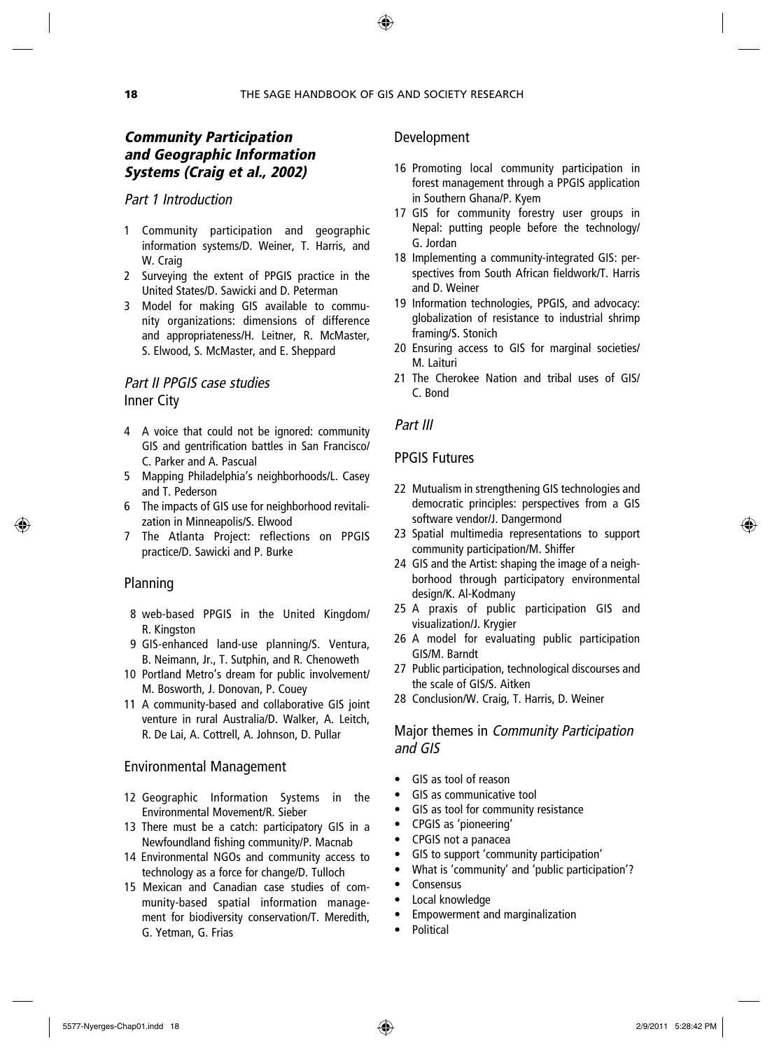### *Community Participation and Geographic Information Systems (Craig et al., 2002)*

*Part 1 Introduction*

1. Community participation and geographic information systems/D. Weiner, T. Harris, and W. Craig
2. Surveying the extent of PPGIS practice in the United States/D. Sawicki and D. Peterman
3. Model for making GIS available to community organizations: dimensions of difference and appropriateness/H. Leitner, R. McMaster, S. Elwood, S. McMaster, and E. Sheppard

*Part II PPGIS case studies*

Inner City

4. A voice that could not be ignored: community GIS and gentrification battles in San Francisco/C. Parker and A. Pascual
5. Mapping Philadelphia's neighborhoods/L. Casey and T. Pederson
6. The impacts of GIS use for neighborhood revitalization in Minneapolis/S. Elwood
7. The Atlanta Project: reflections on PPGIS practice/D. Sawicki and P. Burke

Planning

8. web-based PPGIS in the United Kingdom/R. Kingston
9. GIS-enhanced land-use planning/S. Ventura, B. Neimann, Jr., T. Sutphin, and R. Chenoweth
10. Portland Metro's dream for public involvement/M. Bosworth, J. Donovan, P. Couey
11. A community-based and collaborative GIS joint venture in rural Australia/D. Walker, A. Leitch, R. De Lai, A. Cottrell, A. Johnson, D. Pullar

Environmental Management

12. Geographic Information Systems in the Environmental Movement/R. Sieber
13. There must be a catch: participatory GIS in a Newfoundland fishing community/P. Macnab
14. Environmental NGOs and community access to technology as a force for change/D. Tulloch
15. Mexican and Canadian case studies of community-based spatial information management for biodiversity conservation/T. Meredith, G. Yetman, G. Frias

Development

16. Promoting local community participation in forest management through a PPGIS application in Southern Ghana/P. Kyem
17. GIS for community forestry user groups in Nepal: putting people before the technology/G. Jordan
18. Implementing a community-integrated GIS: perspectives from South African fieldwork/T. Harris and D. Weiner
19. Information technologies, PPGIS, and advocacy: globalization of resistance to industrial shrimp framing/S. Stonich
20. Ensuring access to GIS for marginal societies/M. Laituri
21. The Cherokee Nation and tribal uses of GIS/C. Bond

*Part III*

PPGIS Futures

22. Mutualism in strengthening GIS technologies and democratic principles: perspectives from a GIS software vendor/J. Dangermond
23. Spatial multimedia representations to support community participation/M. Shiffer
24. GIS and the Artist: shaping the image of a neighborhood through participatory environmental design/K. Al-Kodmany
25. A praxis of public participation GIS and visualization/J. Krygier
26. A model for evaluating public participation GIS/M. Barndt
27. Public participation, technological discourses and the scale of GIS/S. Aitken
28. Conclusion/W. Craig, T. Harris, D. Weiner

Major themes in *Community Participation and GIS*

- GIS as tool of reason
- GIS as communicative tool
- GIS as tool for community resistance
- CPGIS as 'pioneering'
- CPGIS not a panacea
- GIS to support 'community participation'
- What is 'community' and 'public participation'?
- Consensus
- Local knowledge
- Empowerment and marginalization
- Political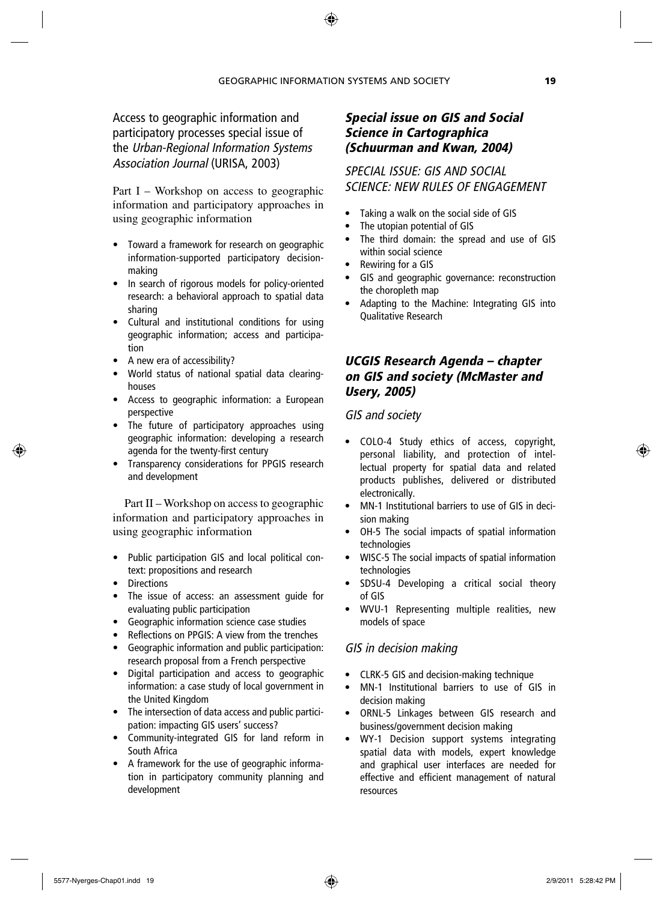Access to geographic information and participatory processes special issue of the *Urban-Regional Information Systems Association Journal* (URISA, 2003)

Part I – Workshop on access to geographic information and participatory approaches in using geographic information

- Toward a framework for research on geographic information-supported participatory decision-making
- In search of rigorous models for policy-oriented research: a behavioral approach to spatial data sharing
- Cultural and institutional conditions for using geographic information; access and participation
- A new era of accessibility?
- World status of national spatial data clearinghouses
- Access to geographic information: a European perspective
- The future of participatory approaches using geographic information: developing a research agenda for the twenty-first century
- Transparency considerations for PPGIS research and development

Part II – Workshop on access to geographic information and participatory approaches in using geographic information

- Public participation GIS and local political context: propositions and research
- Directions
- The issue of access: an assessment guide for evaluating public participation
- Geographic information science case studies
- Reflections on PPGIS: A view from the trenches
- Geographic information and public participation: research proposal from a French perspective
- Digital participation and access to geographic information: a case study of local government in the United Kingdom
- The intersection of data access and public participation: impacting GIS users' success?
- Community-integrated GIS for land reform in South Africa
- A framework for the use of geographic information in participatory community planning and development

### *Special issue on GIS and Social Science in Cartographica (Schuurman and Kwan, 2004)*

*SPECIAL ISSUE: GIS AND SOCIAL SCIENCE: NEW RULES OF ENGAGEMENT*

- Taking a walk on the social side of GIS
- The utopian potential of GIS
- The third domain: the spread and use of GIS within social science
- Rewiring for a GIS
- GIS and geographic governance: reconstruction the choropleth map
- Adapting to the Machine: Integrating GIS into Qualitative Research

### *UCGIS Research Agenda – chapter on GIS and society (McMaster and Usery, 2005)*

*GIS and society*

- COLO-4 Study ethics of access, copyright, personal liability, and protection of intellectual property for spatial data and related products publishes, delivered or distributed electronically.
- MN-1 Institutional barriers to use of GIS in decision making
- OH-5 The social impacts of spatial information technologies
- WISC-5 The social impacts of spatial information technologies
- SDSU-4 Developing a critical social theory of GIS
- WVU-1 Representing multiple realities, new models of space

*GIS in decision making*

- CLRK-5 GIS and decision-making technique
- MN-1 Institutional barriers to use of GIS in decision making
- ORNL-5 Linkages between GIS research and business/government decision making
- WY-1 Decision support systems integrating spatial data with models, expert knowledge and graphical user interfaces are needed for effective and efficient management of natural resources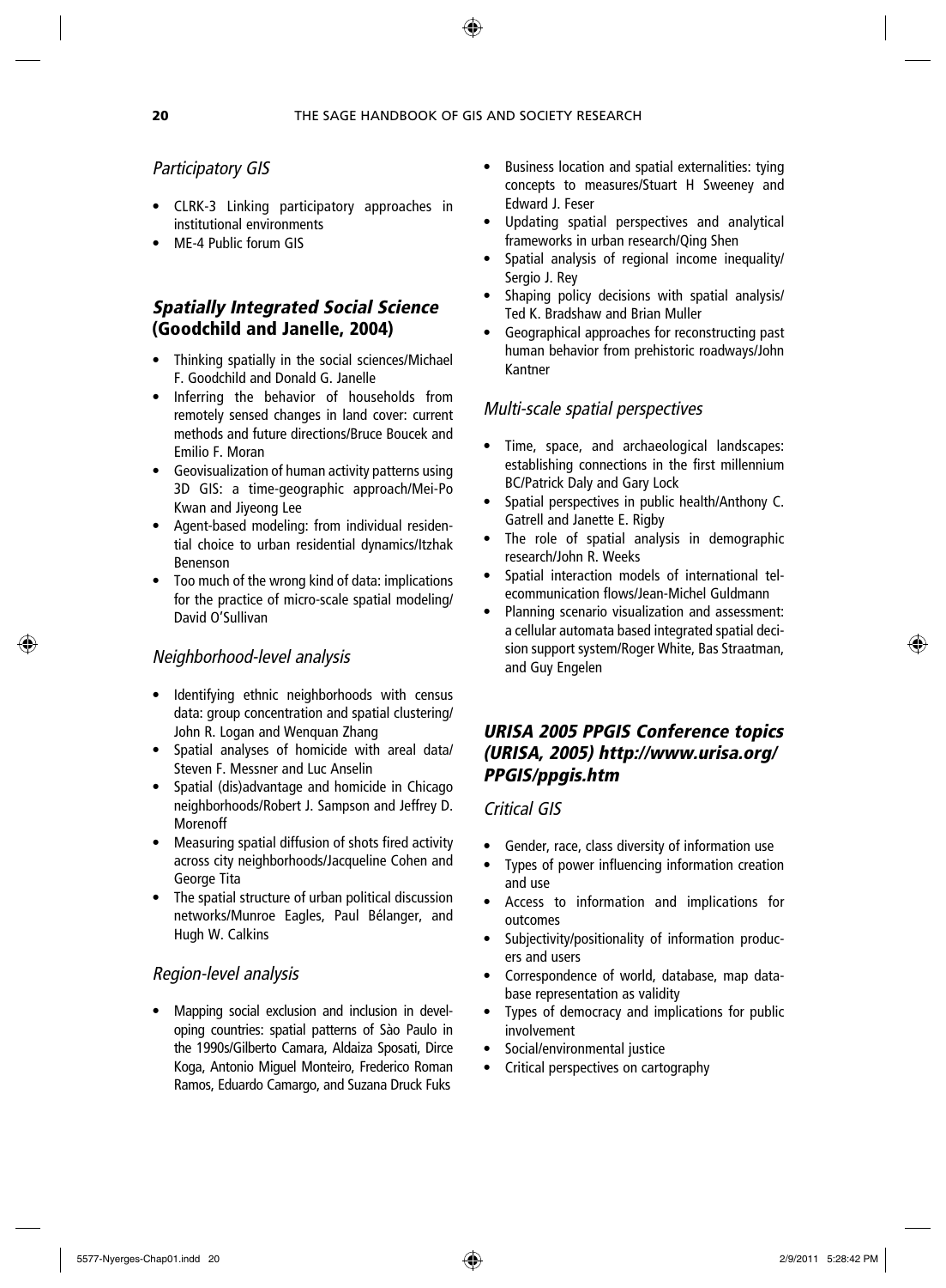### *Participatory GIS*

- CLRK-3 Linking participatory approaches in institutional environments
- ME-4 Public forum GIS

## ***Spatially Integrated Social Science* (Goodchild and Janelle, 2004)**

- Thinking spatially in the social sciences/Michael F. Goodchild and Donald G. Janelle
- Inferring the behavior of households from remotely sensed changes in land cover: current methods and future directions/Bruce Boucek and Emilio F. Moran
- Geovisualization of human activity patterns using 3D GIS: a time-geographic approach/Mei-Po Kwan and Jiyeong Lee
- Agent-based modeling: from individual residential choice to urban residential dynamics/Itzhak Benenson
- Too much of the wrong kind of data: implications for the practice of micro-scale spatial modeling/ David O'Sullivan

### *Neighborhood-level analysis*

- Identifying ethnic neighborhoods with census data: group concentration and spatial clustering/ John R. Logan and Wenquan Zhang
- Spatial analyses of homicide with areal data/ Steven F. Messner and Luc Anselin
- Spatial (dis)advantage and homicide in Chicago neighborhoods/Robert J. Sampson and Jeffrey D. Morenoff
- Measuring spatial diffusion of shots fired activity across city neighborhoods/Jacqueline Cohen and George Tita
- The spatial structure of urban political discussion networks/Munroe Eagles, Paul Bélanger, and Hugh W. Calkins

### *Region-level analysis*

- Mapping social exclusion and inclusion in developing countries: spatial patterns of Sào Paulo in the 1990s/Gilberto Camara, Aldaiza Sposati, Dirce Koga, Antonio Miguel Monteiro, Frederico Roman Ramos, Eduardo Camargo, and Suzana Druck Fuks
- Business location and spatial externalities: tying concepts to measures/Stuart H Sweeney and Edward J. Feser
- Updating spatial perspectives and analytical frameworks in urban research/Qing Shen
- Spatial analysis of regional income inequality/ Sergio J. Rey
- Shaping policy decisions with spatial analysis/ Ted K. Bradshaw and Brian Muller
- Geographical approaches for reconstructing past human behavior from prehistoric roadways/John Kantner

### *Multi-scale spatial perspectives*

- Time, space, and archaeological landscapes: establishing connections in the first millennium BC/Patrick Daly and Gary Lock
- Spatial perspectives in public health/Anthony C. Gatrell and Janette E. Rigby
- The role of spatial analysis in demographic research/John R. Weeks
- Spatial interaction models of international telecommunication flows/Jean-Michel Guldmann
- Planning scenario visualization and assessment: a cellular automata based integrated spatial decision support system/Roger White, Bas Straatman, and Guy Engelen

## ***URISA 2005 PPGIS Conference topics (URISA, 2005) http://www.urisa.org/PPGIS/ppgis.htm***

### *Critical GIS*

- Gender, race, class diversity of information use
- Types of power influencing information creation and use
- Access to information and implications for outcomes
- Subjectivity/positionality of information producers and users
- Correspondence of world, database, map database representation as validity
- Types of democracy and implications for public involvement
- Social/environmental justice
- Critical perspectives on cartography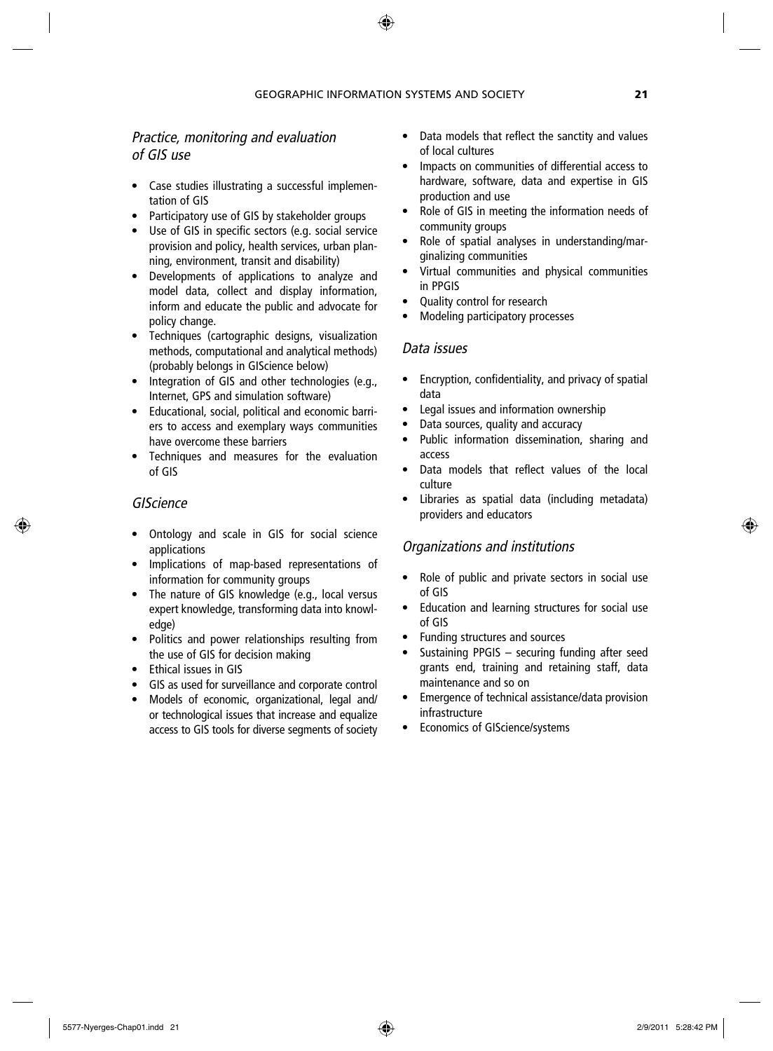### *Practice, monitoring and evaluation of GIS use*

- Case studies illustrating a successful implementation of GIS
- Participatory use of GIS by stakeholder groups
- Use of GIS in specific sectors (e.g. social service provision and policy, health services, urban planning, environment, transit and disability)
- Developments of applications to analyze and model data, collect and display information, inform and educate the public and advocate for policy change.
- Techniques (cartographic designs, visualization methods, computational and analytical methods) (probably belongs in GIScience below)
- Integration of GIS and other technologies (e.g., Internet, GPS and simulation software)
- Educational, social, political and economic barriers to access and exemplary ways communities have overcome these barriers
- Techniques and measures for the evaluation of GIS

### *GIScience*

- Ontology and scale in GIS for social science applications
- Implications of map-based representations of information for community groups
- The nature of GIS knowledge (e.g., local versus expert knowledge, transforming data into knowledge)
- Politics and power relationships resulting from the use of GIS for decision making
- Ethical issues in GIS
- GIS as used for surveillance and corporate control
- Models of economic, organizational, legal and/or technological issues that increase and equalize access to GIS tools for diverse segments of society
- Data models that reflect the sanctity and values of local cultures
- Impacts on communities of differential access to hardware, software, data and expertise in GIS production and use
- Role of GIS in meeting the information needs of community groups
- Role of spatial analyses in understanding/marginalizing communities
- Virtual communities and physical communities in PPGIS
- Quality control for research
- Modeling participatory processes

### *Data issues*

- Encryption, confidentiality, and privacy of spatial data
- Legal issues and information ownership
- Data sources, quality and accuracy
- Public information dissemination, sharing and access
- Data models that reflect values of the local culture
- Libraries as spatial data (including metadata) providers and educators

### *Organizations and institutions*

- Role of public and private sectors in social use of GIS
- Education and learning structures for social use of GIS
- Funding structures and sources
- Sustaining PPGIS – securing funding after seed grants end, training and retaining staff, data maintenance and so on
- Emergence of technical assistance/data provision infrastructure
- Economics of GIScience/systems